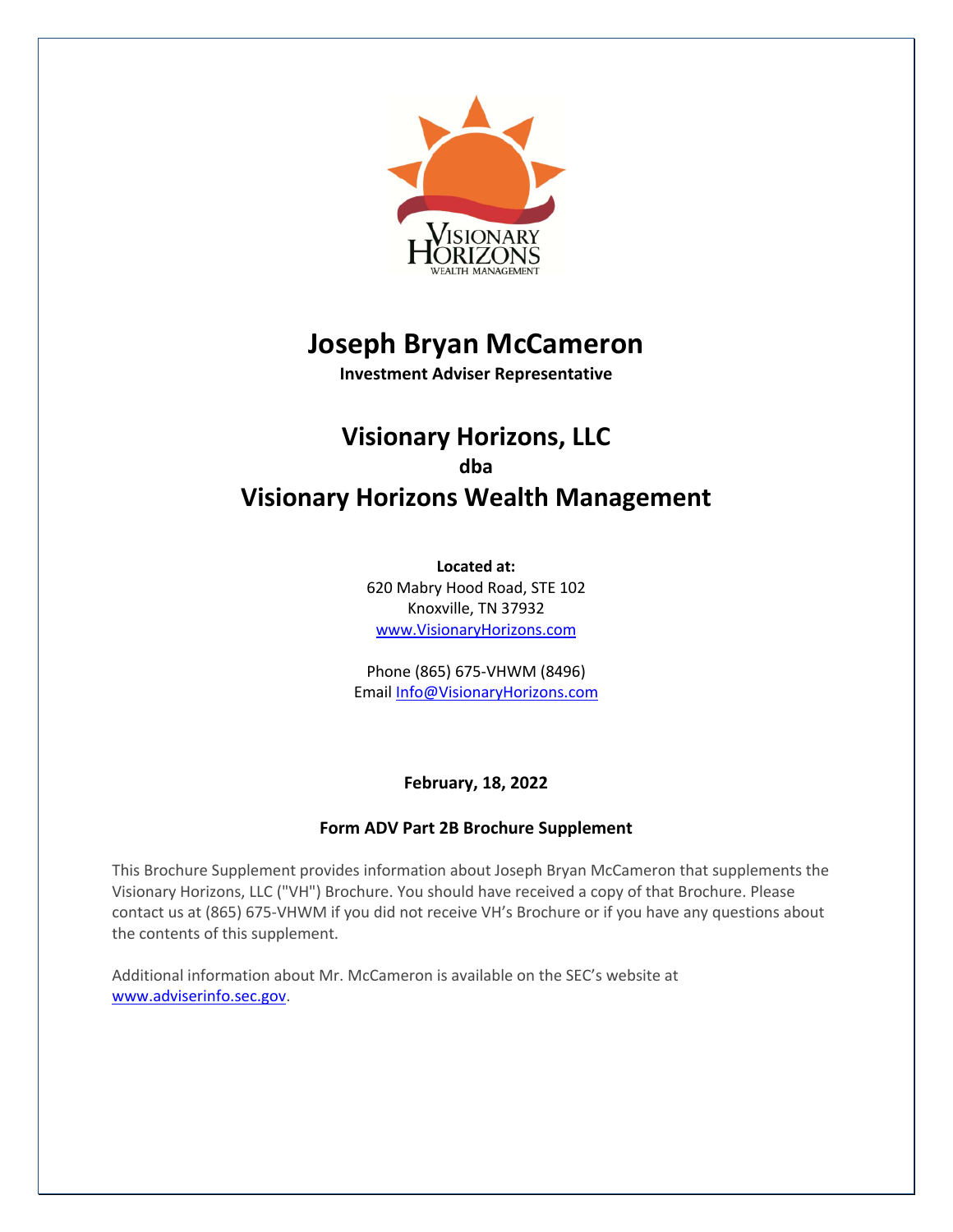# Joseph Bryan McCameron

**Investment Adviser Representative**

## Visionary Horizons, LLC

**dba**

## Visionary Horizons Wealth Management

**Located at:**
620 Mabry Hood Road, STE 102
Knoxville, TN 37932
www.VisionaryHorizons.com

Phone (865) 675-VHWM (8496)
Email Info@VisionaryHorizons.com

**February, 18, 2022**

**Form ADV Part 2B Brochure Supplement**

This Brochure Supplement provides information about Joseph Bryan McCameron that supplements the Visionary Horizons, LLC ("VH") Brochure. You should have received a copy of that Brochure. Please contact us at (865) 675-VHWM if you did not receive VH's Brochure or if you have any questions about the contents of this supplement.

Additional information about Mr. McCameron is available on the SEC's website at www.adviserinfo.sec.gov.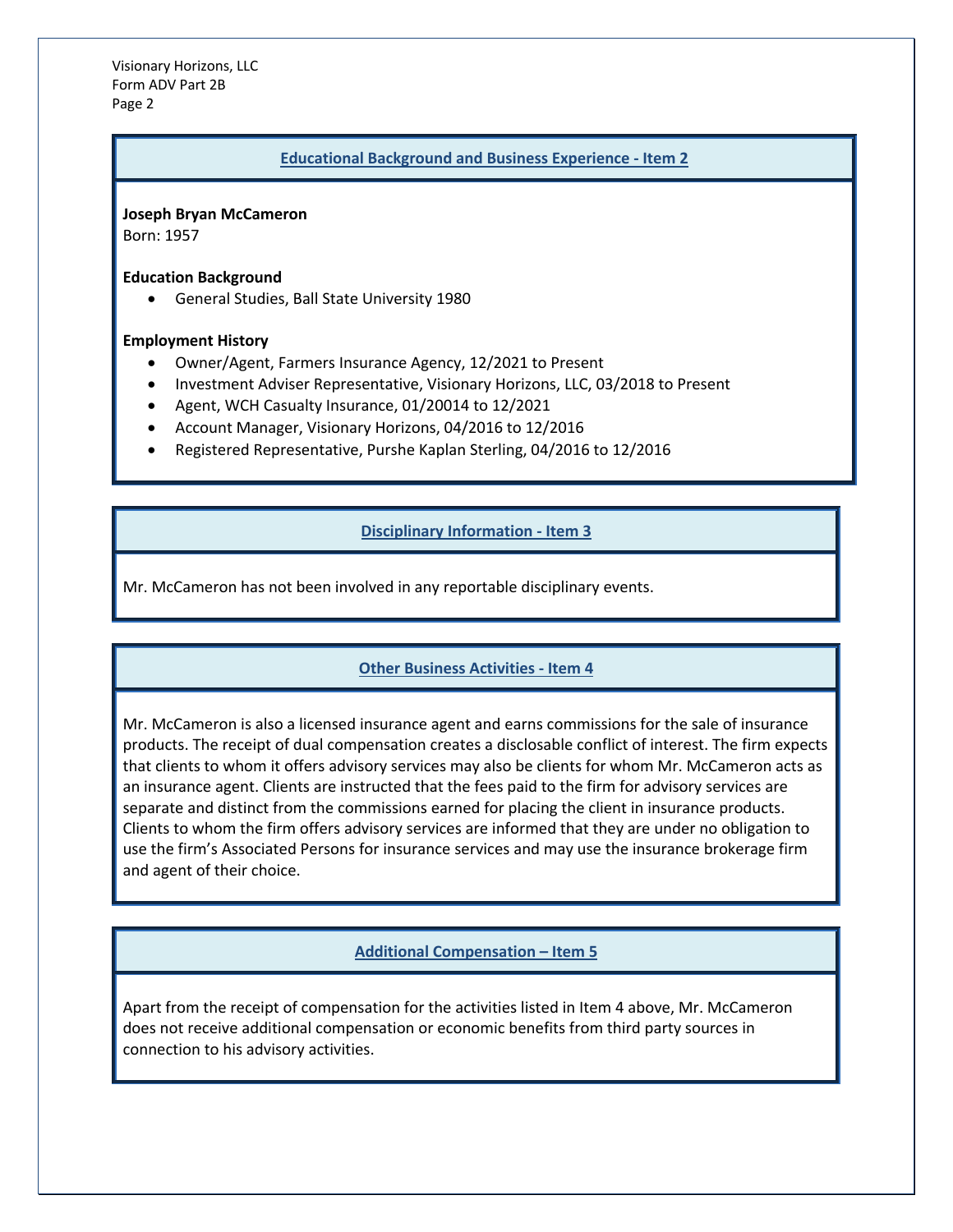## Educational Background and Business Experience - Item 2

**Joseph Bryan McCameron**
Born: 1957

**Education Background**

- General Studies, Ball State University 1980

**Employment History**

- Owner/Agent, Farmers Insurance Agency, 12/2021 to Present
- Investment Adviser Representative, Visionary Horizons, LLC, 03/2018 to Present
- Agent, WCH Casualty Insurance, 01/20014 to 12/2021
- Account Manager, Visionary Horizons, 04/2016 to 12/2016
- Registered Representative, Purshe Kaplan Sterling, 04/2016 to 12/2016

## Disciplinary Information - Item 3

Mr. McCameron has not been involved in any reportable disciplinary events.

## Other Business Activities - Item 4

Mr. McCameron is also a licensed insurance agent and earns commissions for the sale of insurance products. The receipt of dual compensation creates a disclosable conflict of interest. The firm expects that clients to whom it offers advisory services may also be clients for whom Mr. McCameron acts as an insurance agent. Clients are instructed that the fees paid to the firm for advisory services are separate and distinct from the commissions earned for placing the client in insurance products. Clients to whom the firm offers advisory services are informed that they are under no obligation to use the firm's Associated Persons for insurance services and may use the insurance brokerage firm and agent of their choice.

## Additional Compensation – Item 5

Apart from the receipt of compensation for the activities listed in Item 4 above, Mr. McCameron does not receive additional compensation or economic benefits from third party sources in connection to his advisory activities.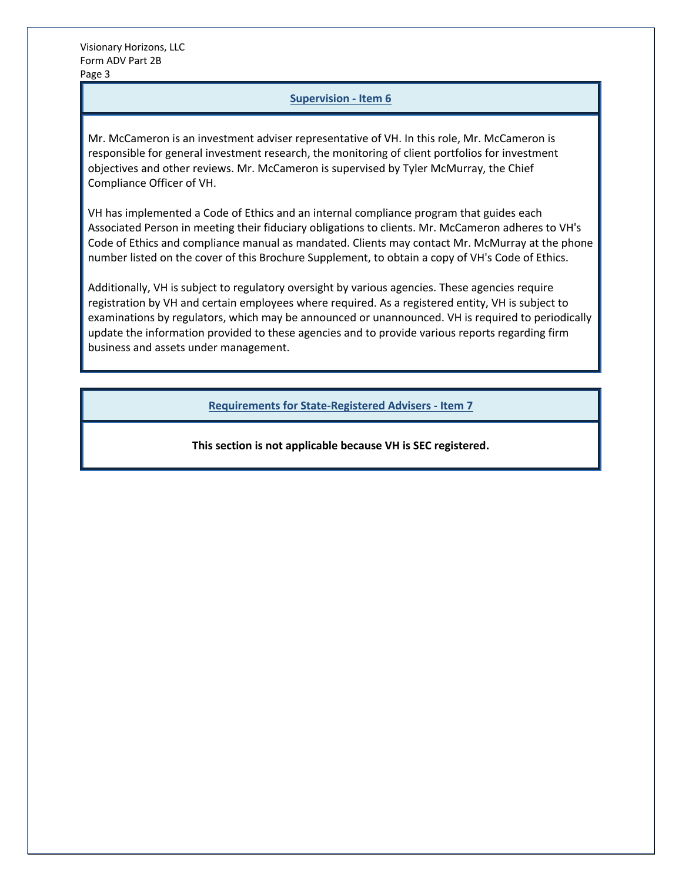## Supervision - Item 6

Mr. McCameron is an investment adviser representative of VH. In this role, Mr. McCameron is responsible for general investment research, the monitoring of client portfolios for investment objectives and other reviews. Mr. McCameron is supervised by Tyler McMurray, the Chief Compliance Officer of VH.

VH has implemented a Code of Ethics and an internal compliance program that guides each Associated Person in meeting their fiduciary obligations to clients. Mr. McCameron adheres to VH's Code of Ethics and compliance manual as mandated. Clients may contact Mr. McMurray at the phone number listed on the cover of this Brochure Supplement, to obtain a copy of VH's Code of Ethics.

Additionally, VH is subject to regulatory oversight by various agencies. These agencies require registration by VH and certain employees where required. As a registered entity, VH is subject to examinations by regulators, which may be announced or unannounced. VH is required to periodically update the information provided to these agencies and to provide various reports regarding firm business and assets under management.

## Requirements for State-Registered Advisers - Item 7

**This section is not applicable because VH is SEC registered.**